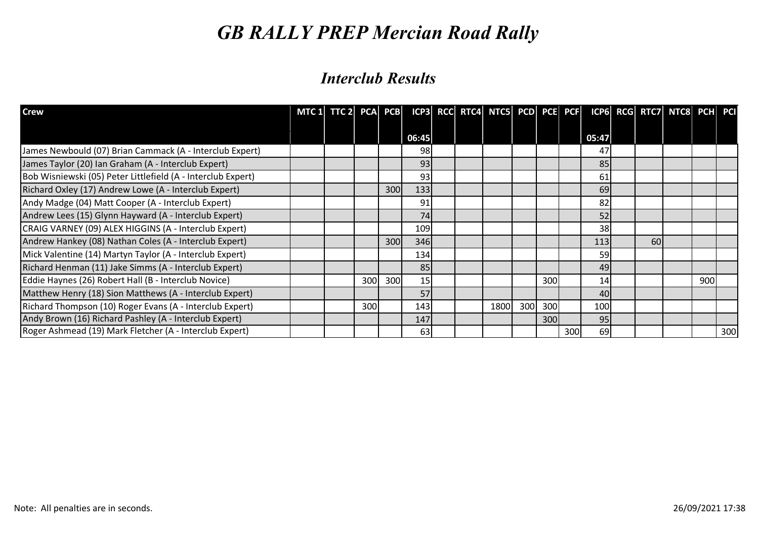# *GB RALLY PREP Mercian Road Rally*

## *Interclub Results*

| Crew | MTC 1 | TTC 2 | PCA | PCB | ICP3 | RCC | RTC4 | NTC5 | PCD | PCE | PCF | ICP6 | RCG | RTC7 | NTC8 | PCH | PCI |
|---|---|---|---|---|---|---|---|---|---|---|---|---|---|---|---|---|---|
| | | | | | 06:45 | | | | | | | 05:47 | | | | | |
| James Newbould (07) Brian Cammack (A - Interclub Expert) | | | | | 98 | | | | | | | 47 | | | | | |
| James Taylor (20) Ian Graham (A - Interclub Expert) | | | | | 93 | | | | | | | 85 | | | | | |
| Bob Wisniewski (05) Peter Littlefield (A - Interclub Expert) | | | | | 93 | | | | | | | 61 | | | | | |
| Richard Oxley (17) Andrew Lowe (A - Interclub Expert) | | | | 300 | 133 | | | | | | | 69 | | | | | |
| Andy Madge (04) Matt Cooper (A - Interclub Expert) | | | | | 91 | | | | | | | 82 | | | | | |
| Andrew Lees (15) Glynn Hayward (A - Interclub Expert) | | | | | 74 | | | | | | | 52 | | | | | |
| CRAIG VARNEY (09) ALEX HIGGINS (A - Interclub Expert) | | | | | 109 | | | | | | | 38 | | | | | |
| Andrew Hankey (08) Nathan Coles (A - Interclub Expert) | | | | 300 | 346 | | | | | | | 113 | | 60 | | | |
| Mick Valentine (14) Martyn Taylor (A - Interclub Expert) | | | | | 134 | | | | | | | 59 | | | | | |
| Richard Henman (11) Jake Simms (A - Interclub Expert) | | | | | 85 | | | | | | | 49 | | | | | |
| Eddie Haynes (26) Robert Hall (B - Interclub Novice) | | | 300 | 300 | 15 | | | | | 300 | | 14 | | | | 900 | |
| Matthew Henry (18) Sion Matthews (A - Interclub Expert) | | | | | 57 | | | | | | | 40 | | | | | |
| Richard Thompson (10) Roger Evans (A - Interclub Expert) | | | 300 | | 143 | | | 1800 | 300 | 300 | | 100 | | | | | |
| Andy Brown (16) Richard Pashley (A - Interclub Expert) | | | | | 147 | | | | | 300 | | 95 | | | | | |
| Roger Ashmead (19) Mark Fletcher (A - Interclub Expert) | | | | | 63 | | | | | | 300 | 69 | | | | | 300 |

Note: All penalties are in seconds.

26/09/2021 17:38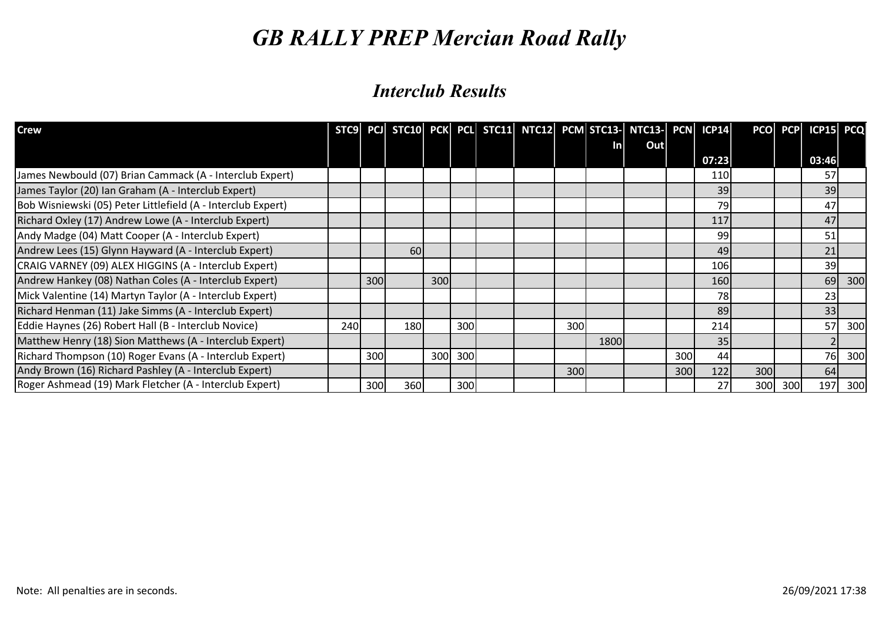# *GB RALLY PREP Mercian Road Rally*

## *Interclub Results*

| Crew | STC9 | PCJ | STC10 | PCK | PCL | STC11 | NTC12 | PCM | STC13-In | NTC13-Out | PCN | ICP14 07:23 | PCO | PCP | ICP15 03:46 | PCQ |
|---|---|---|---|---|---|---|---|---|---|---|---|---|---|---|---|---|
| James Newbould (07) Brian Cammack (A - Interclub Expert) | | | | | | | | | | | | 110 | | | 57 | |
| James Taylor (20) Ian Graham (A - Interclub Expert) | | | | | | | | | | | | 39 | | | 39 | |
| Bob Wisniewski (05) Peter Littlefield (A - Interclub Expert) | | | | | | | | | | | | 79 | | | 47 | |
| Richard Oxley (17) Andrew Lowe (A - Interclub Expert) | | | | | | | | | | | | 117 | | | 47 | |
| Andy Madge (04) Matt Cooper (A - Interclub Expert) | | | | | | | | | | | | 99 | | | 51 | |
| Andrew Lees (15) Glynn Hayward (A - Interclub Expert) | | | 60 | | | | | | | | | 49 | | | 21 | |
| CRAIG VARNEY (09) ALEX HIGGINS (A - Interclub Expert) | | | | | | | | | | | | 106 | | | 39 | |
| Andrew Hankey (08) Nathan Coles (A - Interclub Expert) | | 300 | | 300 | | | | | | | | 160 | | | 69 | 300 |
| Mick Valentine (14) Martyn Taylor (A - Interclub Expert) | | | | | | | | | | | | 78 | | | 23 | |
| Richard Henman (11) Jake Simms (A - Interclub Expert) | | | | | | | | | | | | 89 | | | 33 | |
| Eddie Haynes (26) Robert Hall (B - Interclub Novice) | 240 | | 180 | | 300 | | | 300 | | | | 214 | | | 57 | 300 |
| Matthew Henry (18) Sion Matthews (A - Interclub Expert) | | | | | | | | | 1800 | | | 35 | | | 2 | |
| Richard Thompson (10) Roger Evans (A - Interclub Expert) | | 300 | | 300 | 300 | | | | | | 300 | 44 | | | 76 | 300 |
| Andy Brown (16) Richard Pashley (A - Interclub Expert) | | | | | | | | 300 | | | 300 | 122 | 300 | | 64 | |
| Roger Ashmead (19) Mark Fletcher (A - Interclub Expert) | | 300 | 360 | | 300 | | | | | | | 27 | 300 | 300 | 197 | 300 |

Note: All penalties are in seconds.

26/09/2021 17:38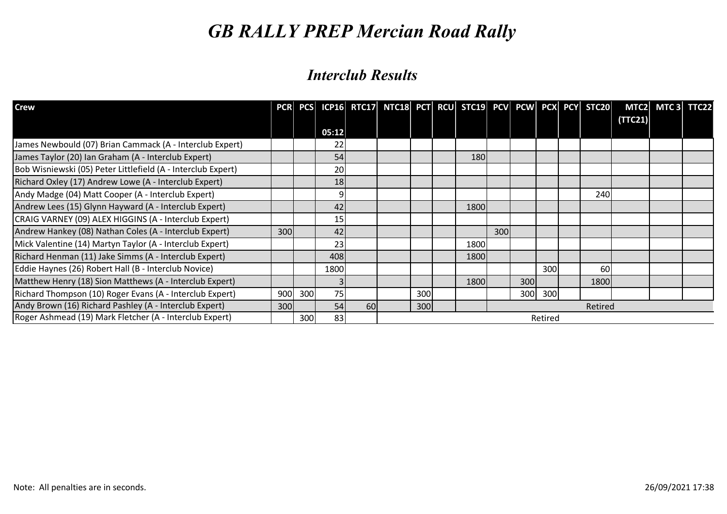# GB RALLY PREP Mercian Road Rally

## Interclub Results

| Crew | PCR | PCS | ICP16 | RTC17 | NTC18 | PCT | RCU | STC19 | PCV | PCW | PCX | PCY | STC20 | MTC2 (TTC21) | MTC 3 | TTC22 |
|---|---|---|---|---|---|---|---|---|---|---|---|---|---|---|---|---|
| | | | 05:12 | | | | | | | | | | | | | |
| James Newbould (07) Brian Cammack (A - Interclub Expert) | | | 22 | | | | | | | | | | | | | |
| James Taylor (20) Ian Graham (A - Interclub Expert) | | | 54 | | | | | 180 | | | | | | | | |
| Bob Wisniewski (05) Peter Littlefield (A - Interclub Expert) | | | 20 | | | | | | | | | | | | | |
| Richard Oxley (17) Andrew Lowe (A - Interclub Expert) | | | 18 | | | | | | | | | | | | | |
| Andy Madge (04) Matt Cooper (A - Interclub Expert) | | | 9 | | | | | | | | | | 240 | | | |
| Andrew Lees (15) Glynn Hayward (A - Interclub Expert) | | | 42 | | | | | 1800 | | | | | | | | |
| CRAIG VARNEY (09) ALEX HIGGINS (A - Interclub Expert) | | | 15 | | | | | | | | | | | | | |
| Andrew Hankey (08) Nathan Coles (A - Interclub Expert) | 300 | | 42 | | | | | | 300 | | | | | | | |
| Mick Valentine (14) Martyn Taylor (A - Interclub Expert) | | | 23 | | | | | 1800 | | | | | | | | |
| Richard Henman (11) Jake Simms (A - Interclub Expert) | | | 408 | | | | | 1800 | | | | | | | | |
| Eddie Haynes (26) Robert Hall (B - Interclub Novice) | | | 1800 | | | | | | | | 300 | | 60 | | | |
| Matthew Henry (18) Sion Matthews (A - Interclub Expert) | | | 3 | | | | | 1800 | | 300 | | | 1800 | | | |
| Richard Thompson (10) Roger Evans (A - Interclub Expert) | 900 | 300 | 75 | | | 300 | | | | 300 | 300 | | | | | |
| Andy Brown (16) Richard Pashley (A - Interclub Expert) | 300 | | 54 | 60 | | 300 | | | Retired | | | | | | | |
| Roger Ashmead (19) Mark Fletcher (A - Interclub Expert) | | 300 | 83 | | Retired | | | | | | | | | | | |

Note: All penalties are in seconds.

26/09/2021 17:38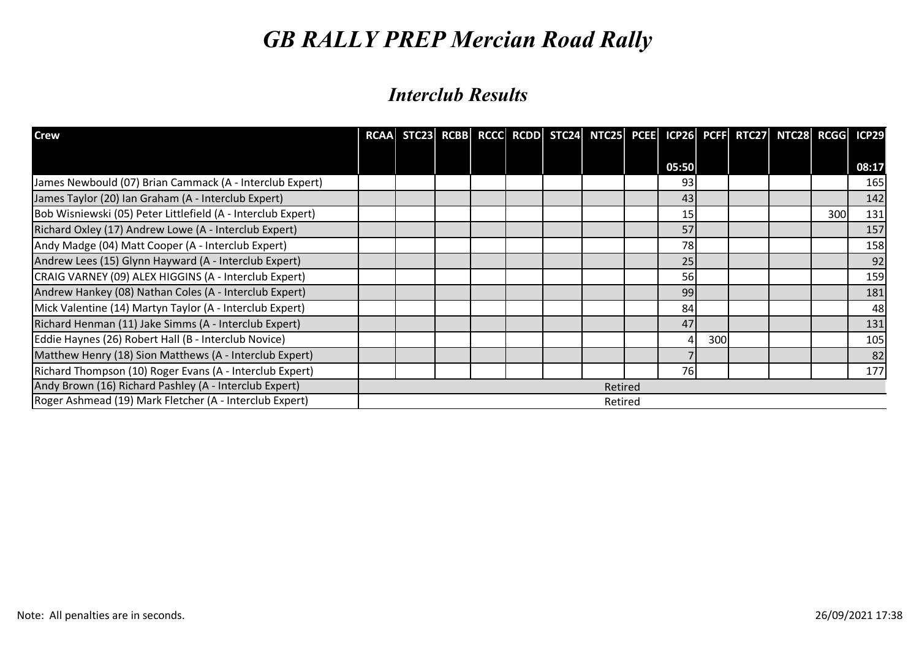# *GB RALLY PREP Mercian Road Rally*

## *Interclub Results*

| Crew | RCAA | STC23 | RCBB | RCCC | RCDD | STC24 | NTC25 | PCEE | ICP26 | PCFF | RTC27 | NTC28 | RCGG | ICP29 |
|---|---|---|---|---|---|---|---|---|---|---|---|---|---|---|
| | | | | | | | | | 05:50 | | | | | 08:17 |
| James Newbould (07) Brian Cammack (A - Interclub Expert) | | | | | | | | | 93 | | | | | 165 |
| James Taylor (20) Ian Graham (A - Interclub Expert) | | | | | | | | | 43 | | | | | 142 |
| Bob Wisniewski (05) Peter Littlefield (A - Interclub Expert) | | | | | | | | | 15 | | | | 300 | 131 |
| Richard Oxley (17) Andrew Lowe (A - Interclub Expert) | | | | | | | | | 57 | | | | | 157 |
| Andy Madge (04) Matt Cooper (A - Interclub Expert) | | | | | | | | | 78 | | | | | 158 |
| Andrew Lees (15) Glynn Hayward (A - Interclub Expert) | | | | | | | | | 25 | | | | | 92 |
| CRAIG VARNEY (09) ALEX HIGGINS (A - Interclub Expert) | | | | | | | | | 56 | | | | | 159 |
| Andrew Hankey (08) Nathan Coles (A - Interclub Expert) | | | | | | | | | 99 | | | | | 181 |
| Mick Valentine (14) Martyn Taylor (A - Interclub Expert) | | | | | | | | | 84 | | | | | 48 |
| Richard Henman (11) Jake Simms (A - Interclub Expert) | | | | | | | | | 47 | | | | | 131 |
| Eddie Haynes (26) Robert Hall (B - Interclub Novice) | | | | | | | | | 4 | 300 | | | | 105 |
| Matthew Henry (18) Sion Matthews (A - Interclub Expert) | | | | | | | | | 7 | | | | | 82 |
| Richard Thompson (10) Roger Evans (A - Interclub Expert) | | | | | | | | | 76 | | | | | 177 |
| Andy Brown (16) Richard Pashley (A - Interclub Expert) | Retired | | | | | | | | | | | | | |
| Roger Ashmead (19) Mark Fletcher (A - Interclub Expert) | Retired | | | | | | | | | | | | | |

Note: All penalties are in seconds.

26/09/2021 17:38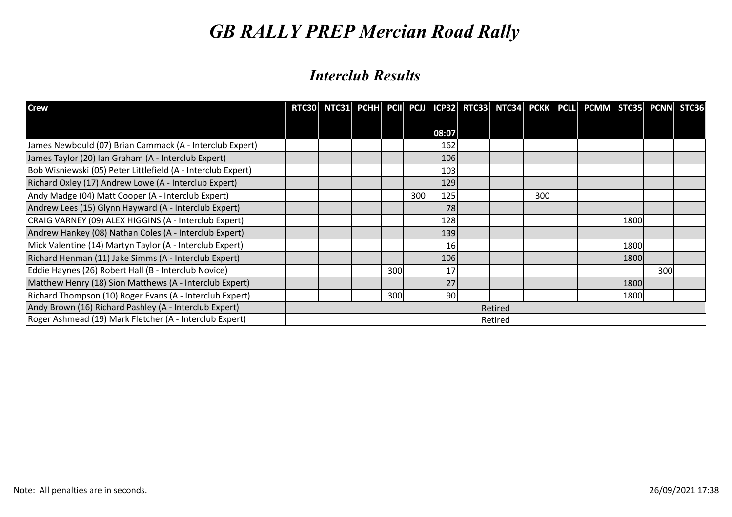# *GB RALLY PREP Mercian Road Rally*

## *Interclub Results*

| Crew | RTC30 | NTC31 | PCHH | PCII | PCJJ | ICP32 | RTC33 | NTC34 | PCKK | PCLL | PCMM | STC35 | PCNN | STC36 |
|---|---|---|---|---|---|---|---|---|---|---|---|---|---|---|
| | | | | | | 08:07 | | | | | | | | |
| James Newbould (07) Brian Cammack (A - Interclub Expert) | | | | | | 162 | | | | | | | | |
| James Taylor (20) Ian Graham (A - Interclub Expert) | | | | | | 106 | | | | | | | | |
| Bob Wisniewski (05) Peter Littlefield (A - Interclub Expert) | | | | | | 103 | | | | | | | | |
| Richard Oxley (17) Andrew Lowe (A - Interclub Expert) | | | | | | 129 | | | | | | | | |
| Andy Madge (04) Matt Cooper (A - Interclub Expert) | | | | | 300 | 125 | | | 300 | | | | | |
| Andrew Lees (15) Glynn Hayward (A - Interclub Expert) | | | | | | 78 | | | | | | | | |
| CRAIG VARNEY (09) ALEX HIGGINS (A - Interclub Expert) | | | | | | 128 | | | | | | 1800 | | |
| Andrew Hankey (08) Nathan Coles (A - Interclub Expert) | | | | | | 139 | | | | | | | | |
| Mick Valentine (14) Martyn Taylor (A - Interclub Expert) | | | | | | 16 | | | | | | 1800 | | |
| Richard Henman (11) Jake Simms (A - Interclub Expert) | | | | | | 106 | | | | | | 1800 | | |
| Eddie Haynes (26) Robert Hall (B - Interclub Novice) | | | | 300 | | 17 | | | | | | | 300 | |
| Matthew Henry (18) Sion Matthews (A - Interclub Expert) | | | | | | 27 | | | | | | 1800 | | |
| Richard Thompson (10) Roger Evans (A - Interclub Expert) | | | | 300 | | 90 | | | | | | 1800 | | |
| Andy Brown (16) Richard Pashley (A - Interclub Expert) | Retired | | | | | | | | | | | | | |
| Roger Ashmead (19) Mark Fletcher (A - Interclub Expert) | Retired | | | | | | | | | | | | | |

Note: All penalties are in seconds.

26/09/2021 17:38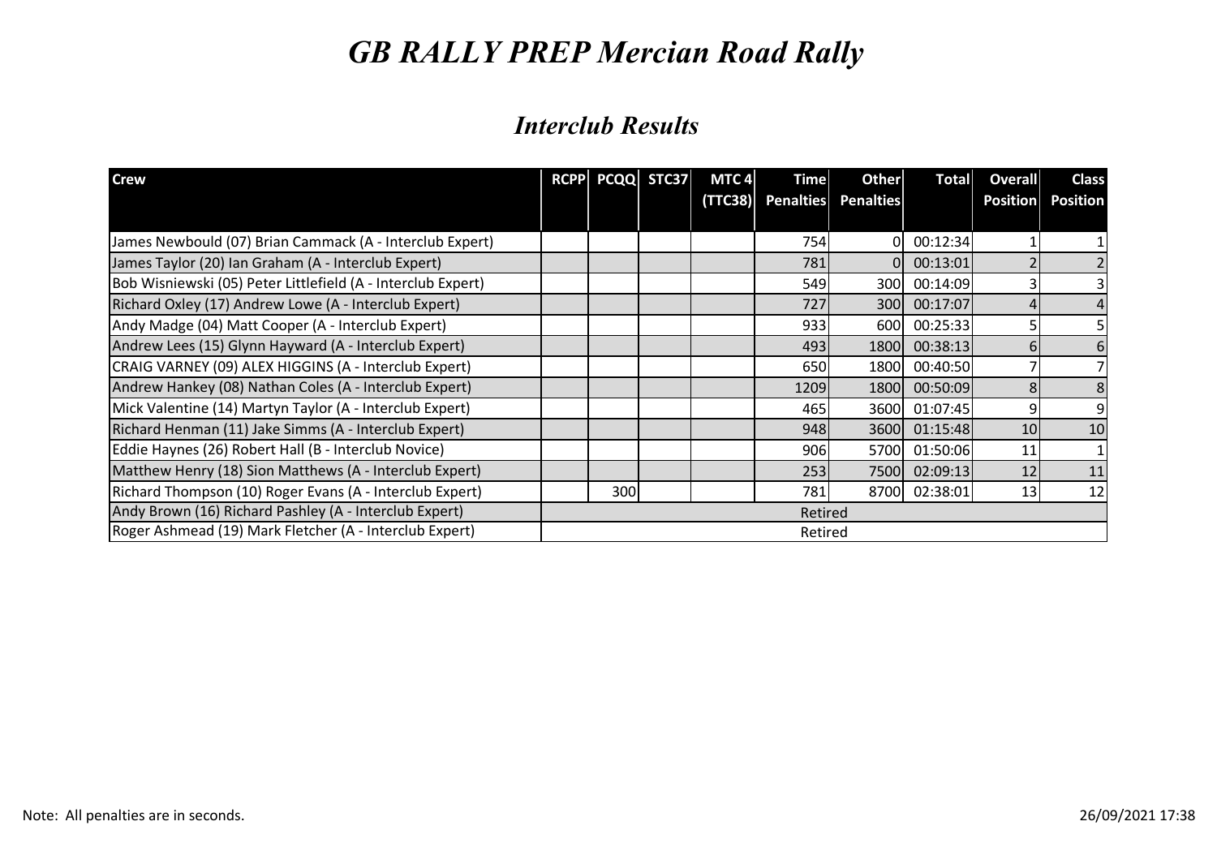# GB RALLY PREP Mercian Road Rally

## Interclub Results

| Crew | RCPP | PCQQ | STC37 | MTC 4 (TTC38) | Time Penalties | Other Penalties | Total | Overall Position | Class Position |
|---|---|---|---|---|---|---|---|---|---|
| James Newbould (07) Brian Cammack (A - Interclub Expert) | | | | | 754 | 0 | 00:12:34 | 1 | 1 |
| James Taylor (20) Ian Graham (A - Interclub Expert) | | | | | 781 | 0 | 00:13:01 | 2 | 2 |
| Bob Wisniewski (05) Peter Littlefield (A - Interclub Expert) | | | | | 549 | 300 | 00:14:09 | 3 | 3 |
| Richard Oxley (17) Andrew Lowe (A - Interclub Expert) | | | | | 727 | 300 | 00:17:07 | 4 | 4 |
| Andy Madge (04) Matt Cooper (A - Interclub Expert) | | | | | 933 | 600 | 00:25:33 | 5 | 5 |
| Andrew Lees (15) Glynn Hayward (A - Interclub Expert) | | | | | 493 | 1800 | 00:38:13 | 6 | 6 |
| CRAIG VARNEY (09) ALEX HIGGINS (A - Interclub Expert) | | | | | 650 | 1800 | 00:40:50 | 7 | 7 |
| Andrew Hankey (08) Nathan Coles (A - Interclub Expert) | | | | | 1209 | 1800 | 00:50:09 | 8 | 8 |
| Mick Valentine (14) Martyn Taylor (A - Interclub Expert) | | | | | 465 | 3600 | 01:07:45 | 9 | 9 |
| Richard Henman (11) Jake Simms (A - Interclub Expert) | | | | | 948 | 3600 | 01:15:48 | 10 | 10 |
| Eddie Haynes (26) Robert Hall (B - Interclub Novice) | | | | | 906 | 5700 | 01:50:06 | 11 | 1 |
| Matthew Henry (18) Sion Matthews (A - Interclub Expert) | | | | | 253 | 7500 | 02:09:13 | 12 | 11 |
| Richard Thompson (10) Roger Evans (A - Interclub Expert) | | 300 | | | 781 | 8700 | 02:38:01 | 13 | 12 |
| Andy Brown (16) Richard Pashley (A - Interclub Expert) | Retired | | | | | | | | |
| Roger Ashmead (19) Mark Fletcher (A - Interclub Expert) | Retired | | | | | | | | |

Note: All penalties are in seconds.

26/09/2021 17:38